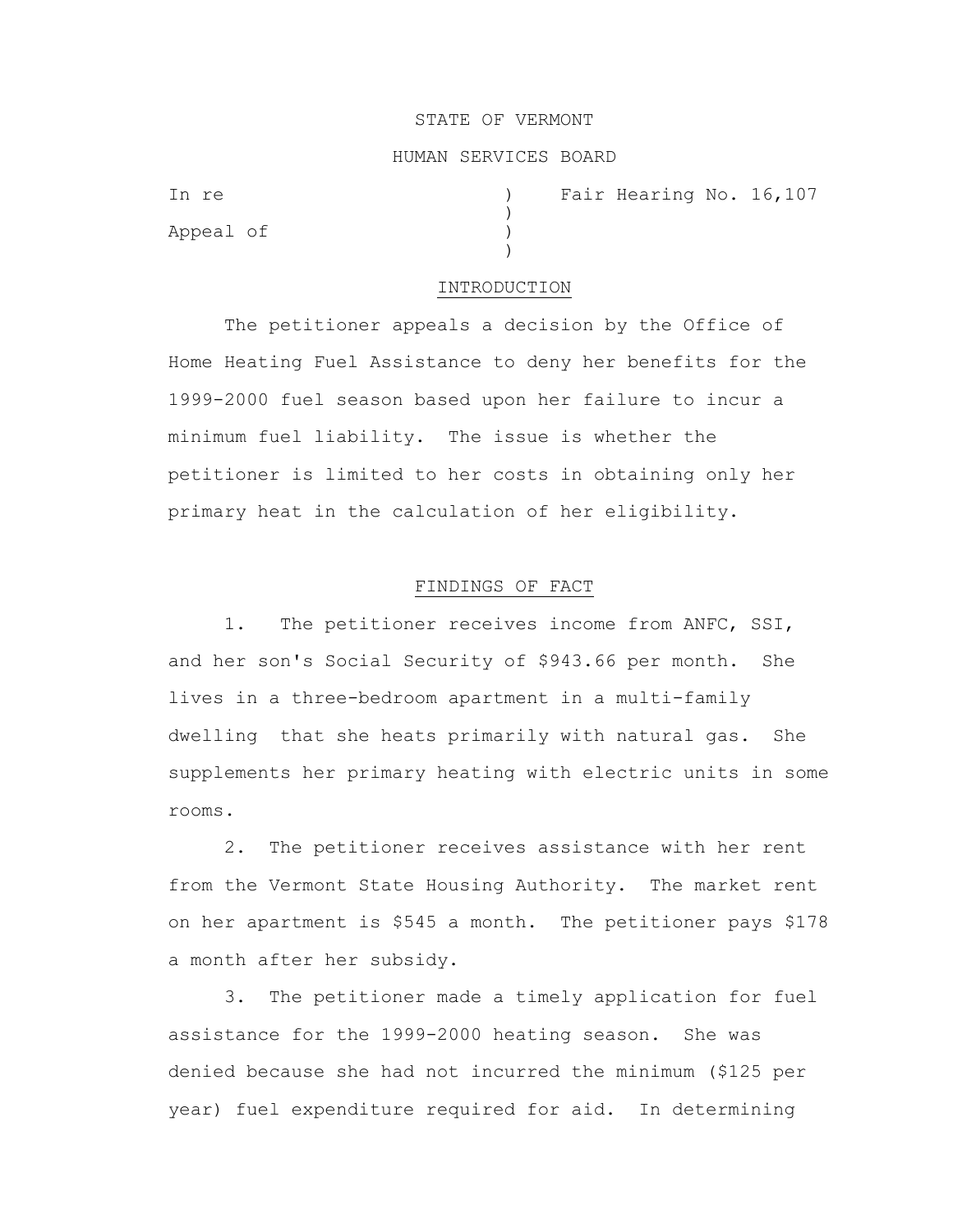STATE OF VERMONT

HUMAN SERVICES BOARD

In re ) Fair Hearing No. 16,107
)
Appeal of )
)

## INTRODUCTION

The petitioner appeals a decision by the Office of Home Heating Fuel Assistance to deny her benefits for the 1999-2000 fuel season based upon her failure to incur a minimum fuel liability. The issue is whether the petitioner is limited to her costs in obtaining only her primary heat in the calculation of her eligibility.

## FINDINGS OF FACT

1. The petitioner receives income from ANFC, SSI, and her son's Social Security of $943.66 per month. She lives in a three-bedroom apartment in a multi-family dwelling that she heats primarily with natural gas. She supplements her primary heating with electric units in some rooms.

2. The petitioner receives assistance with her rent from the Vermont State Housing Authority. The market rent on her apartment is $545 a month. The petitioner pays $178 a month after her subsidy.

3. The petitioner made a timely application for fuel assistance for the 1999-2000 heating season. She was denied because she had not incurred the minimum ($125 per year) fuel expenditure required for aid. In determining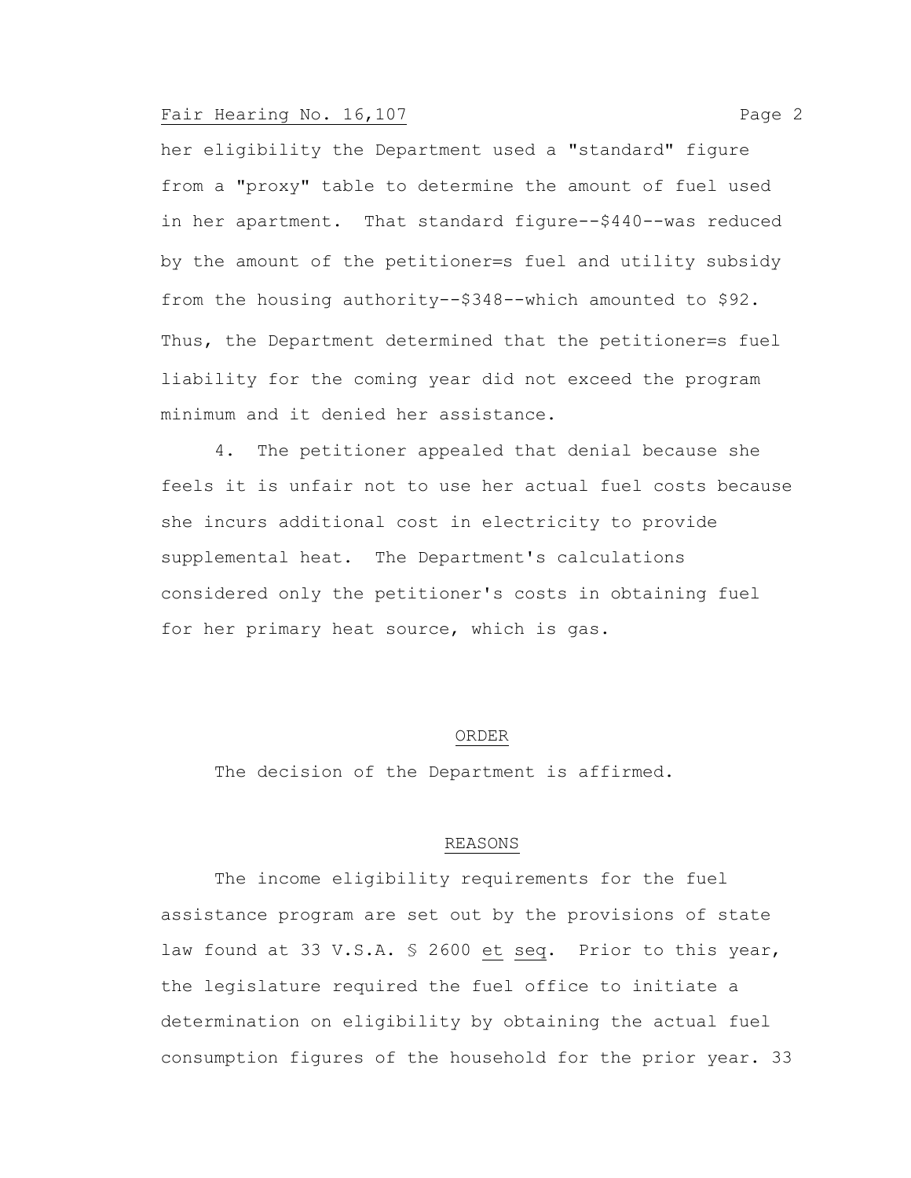her eligibility the Department used a "standard" figure from a "proxy" table to determine the amount of fuel used in her apartment. That standard figure--$440--was reduced by the amount of the petitioner=s fuel and utility subsidy from the housing authority--$348--which amounted to $92. Thus, the Department determined that the petitioner=s fuel liability for the coming year did not exceed the program minimum and it denied her assistance.

4. The petitioner appealed that denial because she feels it is unfair not to use her actual fuel costs because she incurs additional cost in electricity to provide supplemental heat. The Department's calculations considered only the petitioner's costs in obtaining fuel for her primary heat source, which is gas.

## ORDER

The decision of the Department is affirmed.

## REASONS

The income eligibility requirements for the fuel assistance program are set out by the provisions of state law found at 33 V.S.A. § 2600 et seq. Prior to this year, the legislature required the fuel office to initiate a determination on eligibility by obtaining the actual fuel consumption figures of the household for the prior year. 33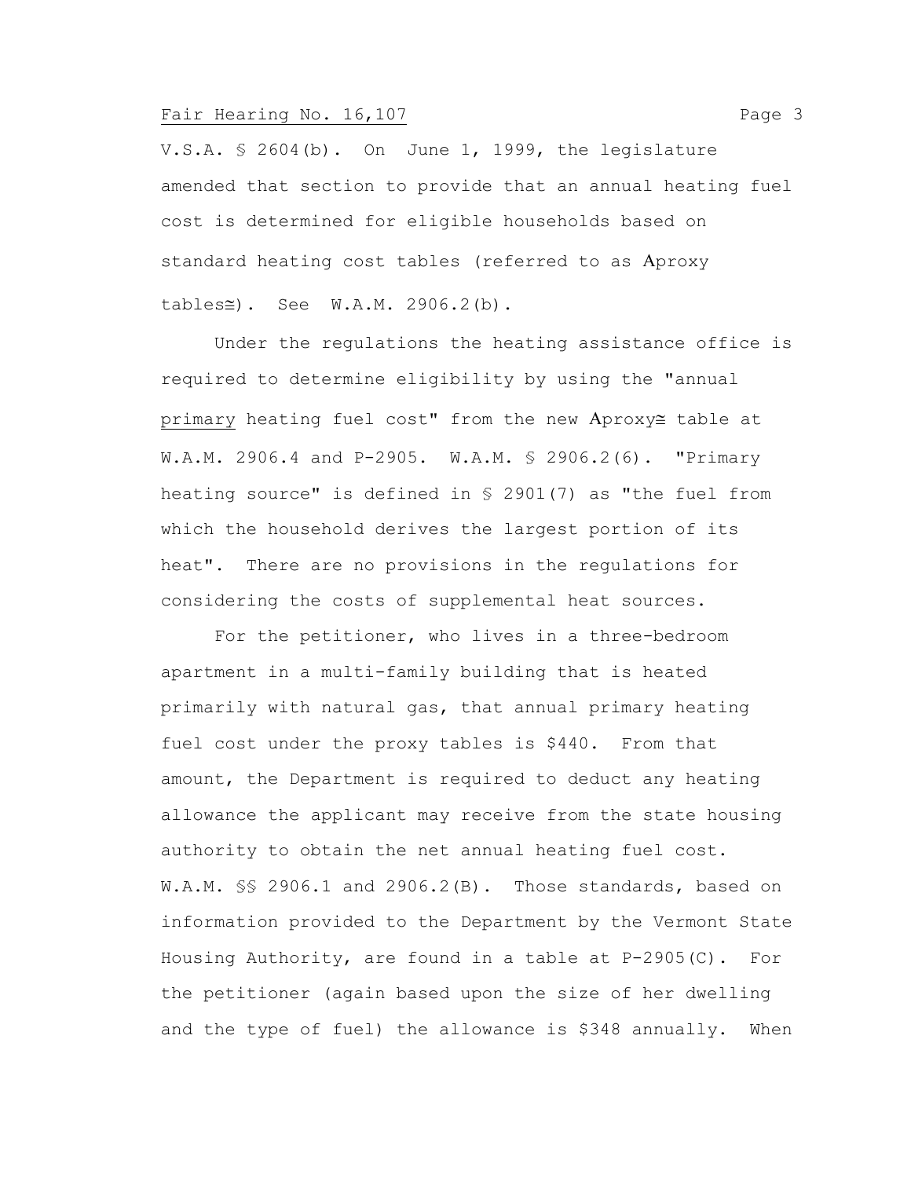V.S.A. § 2604(b). On June 1, 1999, the legislature amended that section to provide that an annual heating fuel cost is determined for eligible households based on standard heating cost tables (referred to as Aproxy tables≅). See W.A.M. 2906.2(b).

Under the regulations the heating assistance office is required to determine eligibility by using the "annual primary heating fuel cost" from the new Aproxy≅ table at W.A.M. 2906.4 and P-2905. W.A.M. § 2906.2(6). "Primary heating source" is defined in § 2901(7) as "the fuel from which the household derives the largest portion of its heat". There are no provisions in the regulations for considering the costs of supplemental heat sources.

For the petitioner, who lives in a three-bedroom apartment in a multi-family building that is heated primarily with natural gas, that annual primary heating fuel cost under the proxy tables is $440. From that amount, the Department is required to deduct any heating allowance the applicant may receive from the state housing authority to obtain the net annual heating fuel cost. W.A.M. §§ 2906.1 and 2906.2(B). Those standards, based on information provided to the Department by the Vermont State Housing Authority, are found in a table at P-2905(C). For the petitioner (again based upon the size of her dwelling and the type of fuel) the allowance is $348 annually. When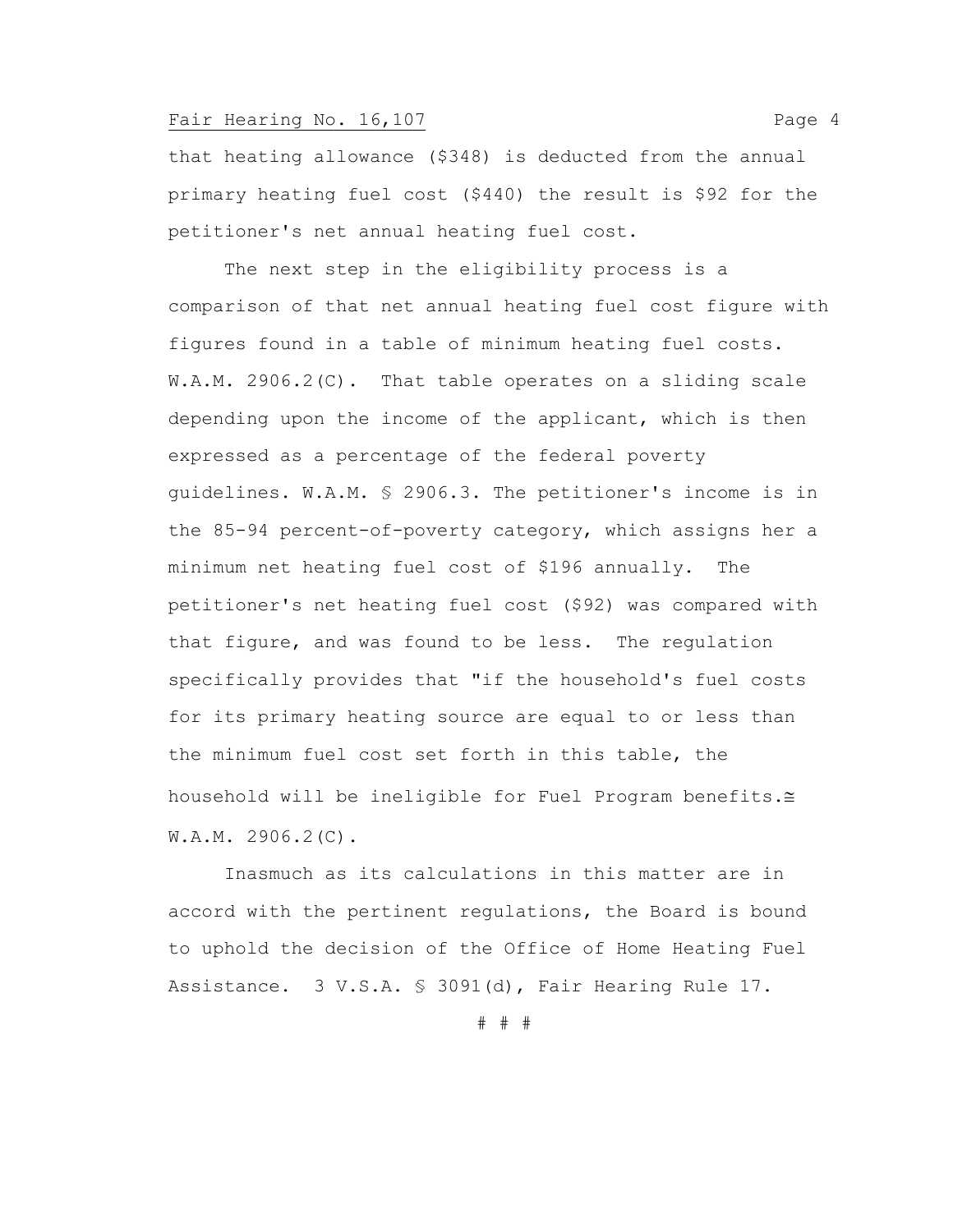that heating allowance ($348) is deducted from the annual primary heating fuel cost ($440) the result is $92 for the petitioner's net annual heating fuel cost.

The next step in the eligibility process is a comparison of that net annual heating fuel cost figure with figures found in a table of minimum heating fuel costs. W.A.M. 2906.2(C). That table operates on a sliding scale depending upon the income of the applicant, which is then expressed as a percentage of the federal poverty guidelines. W.A.M. § 2906.3. The petitioner's income is in the 85-94 percent-of-poverty category, which assigns her a minimum net heating fuel cost of $196 annually. The petitioner's net heating fuel cost ($92) was compared with that figure, and was found to be less. The regulation specifically provides that "if the household's fuel costs for its primary heating source are equal to or less than the minimum fuel cost set forth in this table, the household will be ineligible for Fuel Program benefits.≅ W.A.M. 2906.2(C).

Inasmuch as its calculations in this matter are in accord with the pertinent regulations, the Board is bound to uphold the decision of the Office of Home Heating Fuel Assistance. 3 V.S.A. § 3091(d), Fair Hearing Rule 17.

# # #